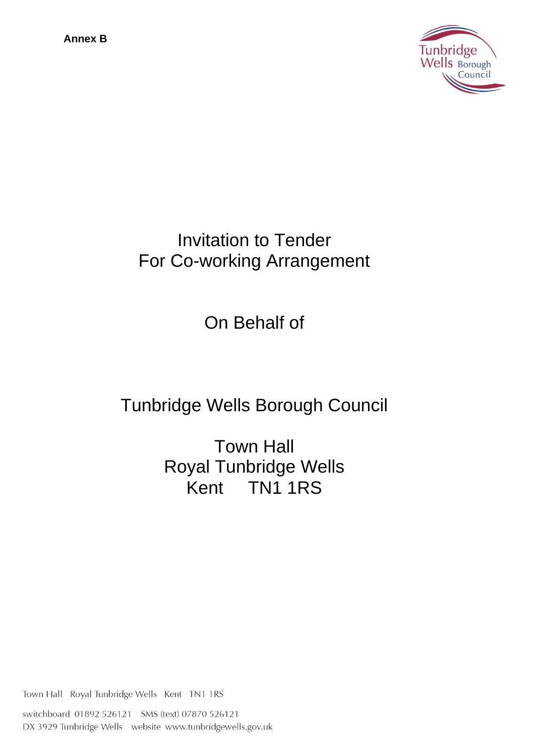**Annex B**

# Invitation to Tender
# For Co-working Arrangement

## On Behalf of

## Tunbridge Wells Borough Council

Town Hall
Royal Tunbridge Wells
Kent TN1 1RS

Town Hall Royal Tunbridge Wells Kent TN1 1RS

switchboard 01892 526121 SMS (text) 07870 526121
DX 3929 Tunbridge Wells website www.tunbridgewells.gov.uk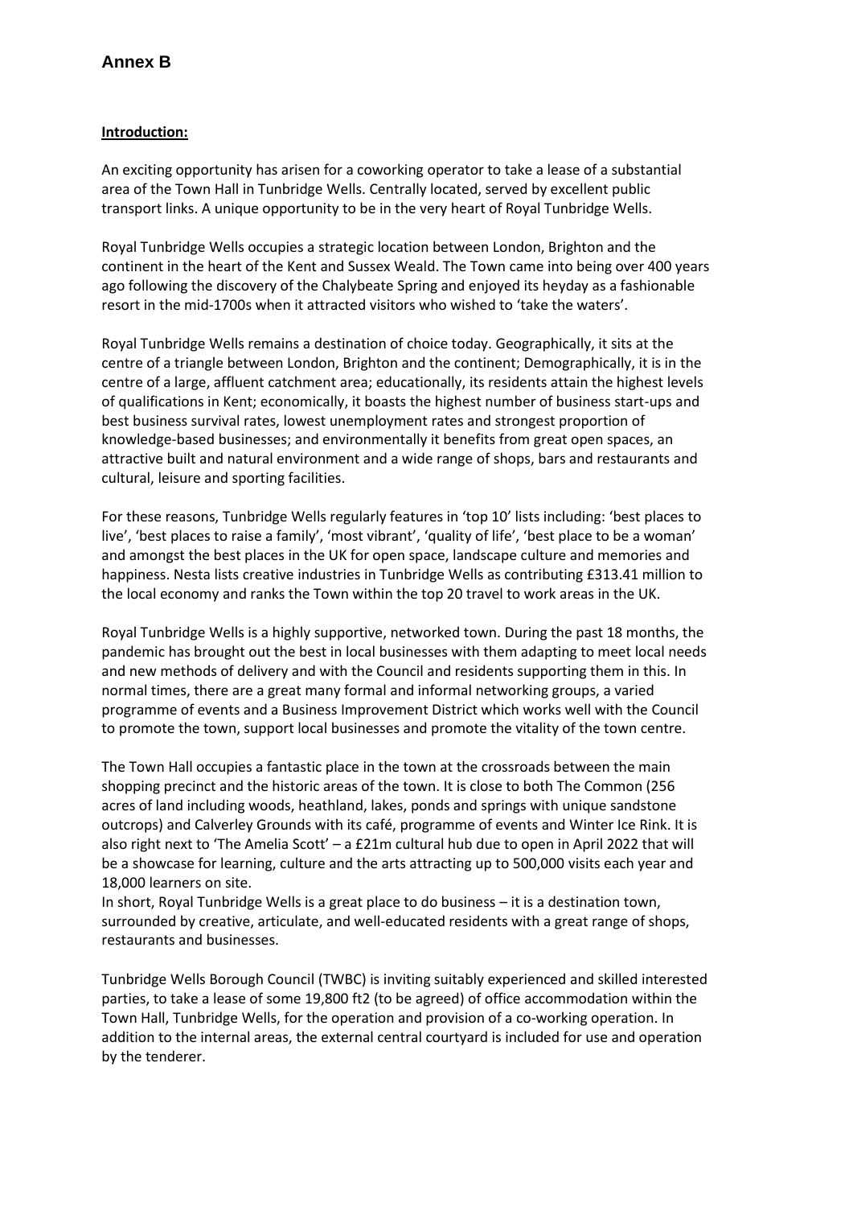# Annex B

**Introduction:**

An exciting opportunity has arisen for a coworking operator to take a lease of a substantial area of the Town Hall in Tunbridge Wells. Centrally located, served by excellent public transport links. A unique opportunity to be in the very heart of Royal Tunbridge Wells.

Royal Tunbridge Wells occupies a strategic location between London, Brighton and the continent in the heart of the Kent and Sussex Weald. The Town came into being over 400 years ago following the discovery of the Chalybeate Spring and enjoyed its heyday as a fashionable resort in the mid-1700s when it attracted visitors who wished to 'take the waters'.

Royal Tunbridge Wells remains a destination of choice today. Geographically, it sits at the centre of a triangle between London, Brighton and the continent; Demographically, it is in the centre of a large, affluent catchment area; educationally, its residents attain the highest levels of qualifications in Kent; economically, it boasts the highest number of business start-ups and best business survival rates, lowest unemployment rates and strongest proportion of knowledge-based businesses; and environmentally it benefits from great open spaces, an attractive built and natural environment and a wide range of shops, bars and restaurants and cultural, leisure and sporting facilities.

For these reasons, Tunbridge Wells regularly features in 'top 10' lists including: 'best places to live', 'best places to raise a family', 'most vibrant', 'quality of life', 'best place to be a woman' and amongst the best places in the UK for open space, landscape culture and memories and happiness. Nesta lists creative industries in Tunbridge Wells as contributing £313.41 million to the local economy and ranks the Town within the top 20 travel to work areas in the UK.

Royal Tunbridge Wells is a highly supportive, networked town. During the past 18 months, the pandemic has brought out the best in local businesses with them adapting to meet local needs and new methods of delivery and with the Council and residents supporting them in this. In normal times, there are a great many formal and informal networking groups, a varied programme of events and a Business Improvement District which works well with the Council to promote the town, support local businesses and promote the vitality of the town centre.

The Town Hall occupies a fantastic place in the town at the crossroads between the main shopping precinct and the historic areas of the town. It is close to both The Common (256 acres of land including woods, heathland, lakes, ponds and springs with unique sandstone outcrops) and Calverley Grounds with its café, programme of events and Winter Ice Rink. It is also right next to 'The Amelia Scott' – a £21m cultural hub due to open in April 2022 that will be a showcase for learning, culture and the arts attracting up to 500,000 visits each year and 18,000 learners on site.

In short, Royal Tunbridge Wells is a great place to do business – it is a destination town, surrounded by creative, articulate, and well-educated residents with a great range of shops, restaurants and businesses.

Tunbridge Wells Borough Council (TWBC) is inviting suitably experienced and skilled interested parties, to take a lease of some 19,800 ft2 (to be agreed) of office accommodation within the Town Hall, Tunbridge Wells, for the operation and provision of a co-working operation. In addition to the internal areas, the external central courtyard is included for use and operation by the tenderer.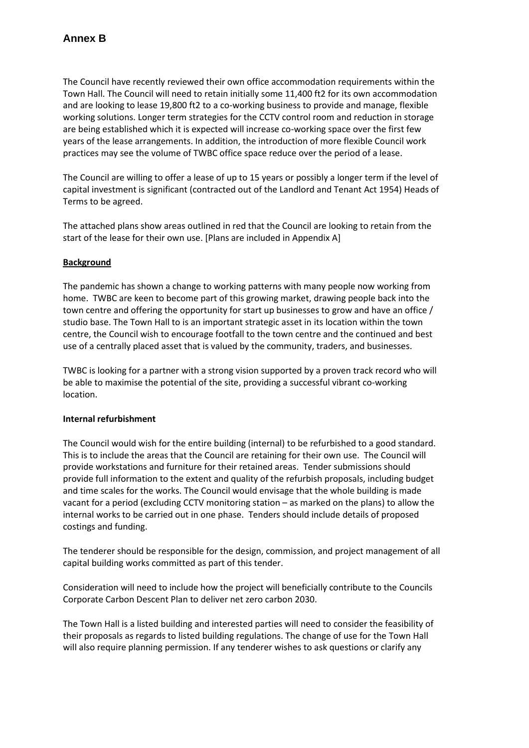## Annex B

The Council have recently reviewed their own office accommodation requirements within the Town Hall. The Council will need to retain initially some 11,400 ft2 for its own accommodation and are looking to lease 19,800 ft2 to a co-working business to provide and manage, flexible working solutions. Longer term strategies for the CCTV control room and reduction in storage are being established which it is expected will increase co-working space over the first few years of the lease arrangements. In addition, the introduction of more flexible Council work practices may see the volume of TWBC office space reduce over the period of a lease.

The Council are willing to offer a lease of up to 15 years or possibly a longer term if the level of capital investment is significant (contracted out of the Landlord and Tenant Act 1954) Heads of Terms to be agreed.

The attached plans show areas outlined in red that the Council are looking to retain from the start of the lease for their own use. [Plans are included in Appendix A]

**Background**

The pandemic has shown a change to working patterns with many people now working from home. TWBC are keen to become part of this growing market, drawing people back into the town centre and offering the opportunity for start up businesses to grow and have an office / studio base. The Town Hall to is an important strategic asset in its location within the town centre, the Council wish to encourage footfall to the town centre and the continued and best use of a centrally placed asset that is valued by the community, traders, and businesses.

TWBC is looking for a partner with a strong vision supported by a proven track record who will be able to maximise the potential of the site, providing a successful vibrant co-working location.

**Internal refurbishment**

The Council would wish for the entire building (internal) to be refurbished to a good standard. This is to include the areas that the Council are retaining for their own use. The Council will provide workstations and furniture for their retained areas. Tender submissions should provide full information to the extent and quality of the refurbish proposals, including budget and time scales for the works. The Council would envisage that the whole building is made vacant for a period (excluding CCTV monitoring station – as marked on the plans) to allow the internal works to be carried out in one phase. Tenders should include details of proposed costings and funding.

The tenderer should be responsible for the design, commission, and project management of all capital building works committed as part of this tender.

Consideration will need to include how the project will beneficially contribute to the Councils Corporate Carbon Descent Plan to deliver net zero carbon 2030.

The Town Hall is a listed building and interested parties will need to consider the feasibility of their proposals as regards to listed building regulations. The change of use for the Town Hall will also require planning permission. If any tenderer wishes to ask questions or clarify any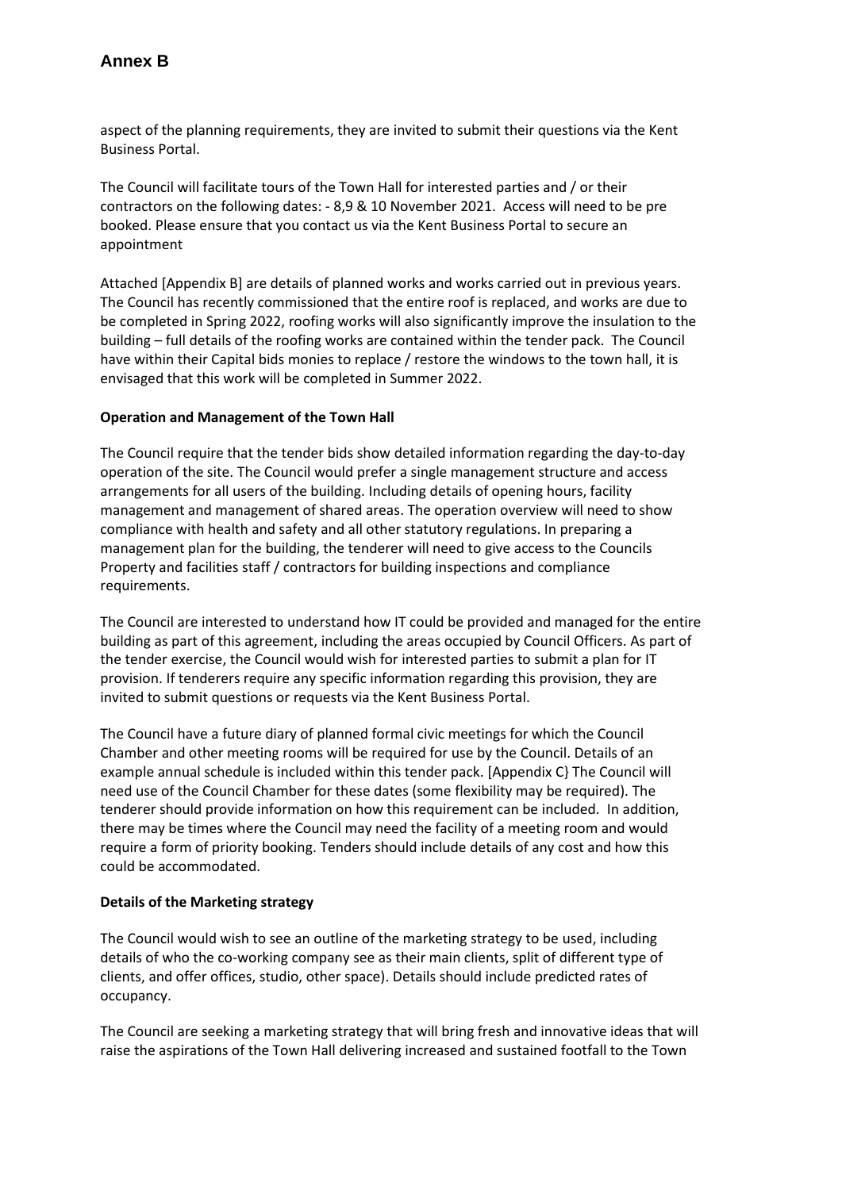aspect of the planning requirements, they are invited to submit their questions via the Kent Business Portal.

The Council will facilitate tours of the Town Hall for interested parties and / or their contractors on the following dates: - 8,9 & 10 November 2021. Access will need to be pre booked. Please ensure that you contact us via the Kent Business Portal to secure an appointment

Attached [Appendix B] are details of planned works and works carried out in previous years. The Council has recently commissioned that the entire roof is replaced, and works are due to be completed in Spring 2022, roofing works will also significantly improve the insulation to the building – full details of the roofing works are contained within the tender pack. The Council have within their Capital bids monies to replace / restore the windows to the town hall, it is envisaged that this work will be completed in Summer 2022.

**Operation and Management of the Town Hall**

The Council require that the tender bids show detailed information regarding the day-to-day operation of the site. The Council would prefer a single management structure and access arrangements for all users of the building. Including details of opening hours, facility management and management of shared areas. The operation overview will need to show compliance with health and safety and all other statutory regulations. In preparing a management plan for the building, the tenderer will need to give access to the Councils Property and facilities staff / contractors for building inspections and compliance requirements.

The Council are interested to understand how IT could be provided and managed for the entire building as part of this agreement, including the areas occupied by Council Officers. As part of the tender exercise, the Council would wish for interested parties to submit a plan for IT provision. If tenderers require any specific information regarding this provision, they are invited to submit questions or requests via the Kent Business Portal.

The Council have a future diary of planned formal civic meetings for which the Council Chamber and other meeting rooms will be required for use by the Council. Details of an example annual schedule is included within this tender pack. [Appendix C} The Council will need use of the Council Chamber for these dates (some flexibility may be required). The tenderer should provide information on how this requirement can be included. In addition, there may be times where the Council may need the facility of a meeting room and would require a form of priority booking. Tenders should include details of any cost and how this could be accommodated.

**Details of the Marketing strategy**

The Council would wish to see an outline of the marketing strategy to be used, including details of who the co-working company see as their main clients, split of different type of clients, and offer offices, studio, other space). Details should include predicted rates of occupancy.

The Council are seeking a marketing strategy that will bring fresh and innovative ideas that will raise the aspirations of the Town Hall delivering increased and sustained footfall to the Town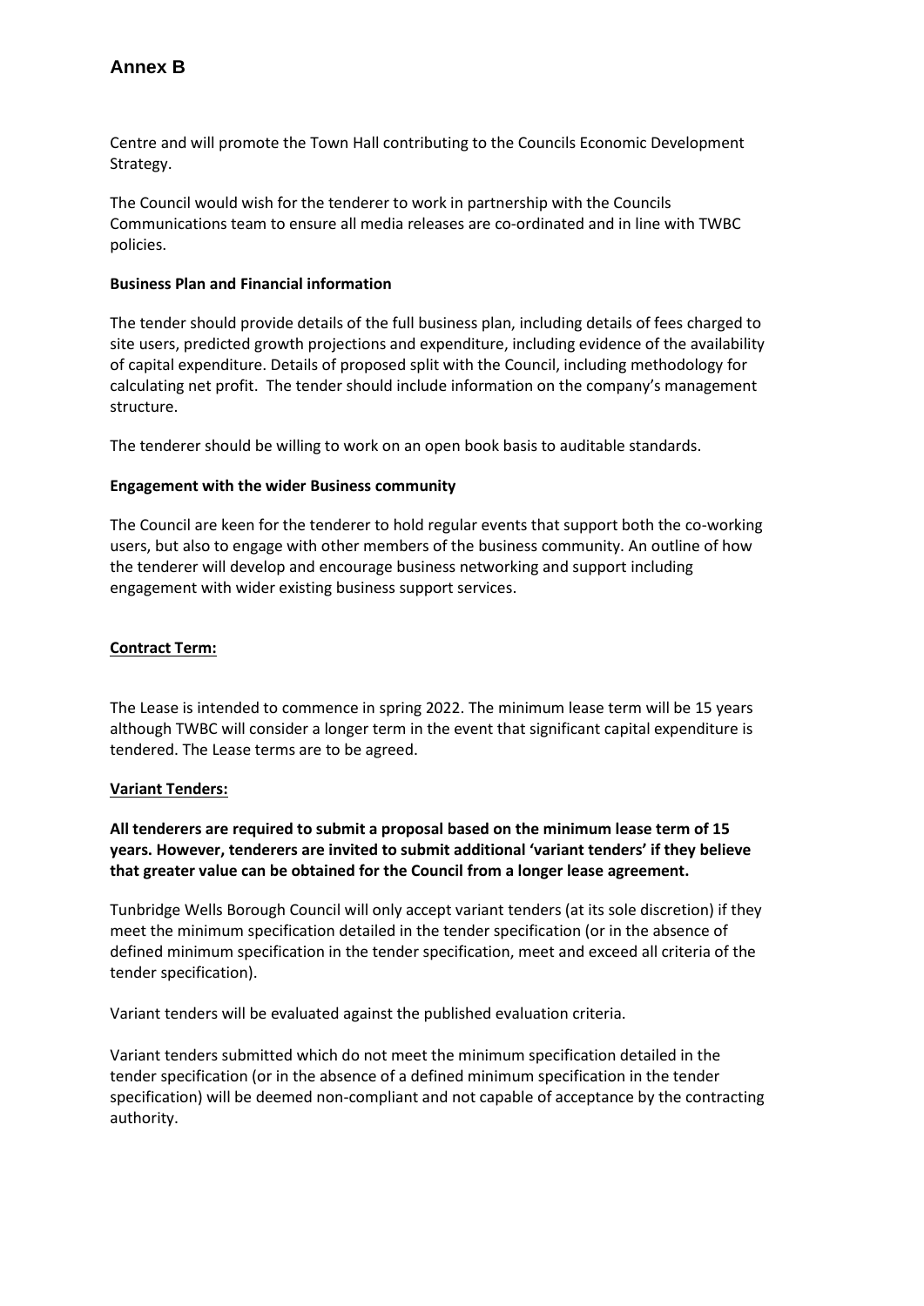Centre and will promote the Town Hall contributing to the Councils Economic Development Strategy.

The Council would wish for the tenderer to work in partnership with the Councils Communications team to ensure all media releases are co-ordinated and in line with TWBC policies.

**Business Plan and Financial information**

The tender should provide details of the full business plan, including details of fees charged to site users, predicted growth projections and expenditure, including evidence of the availability of capital expenditure. Details of proposed split with the Council, including methodology for calculating net profit. The tender should include information on the company's management structure.

The tenderer should be willing to work on an open book basis to auditable standards.

**Engagement with the wider Business community**

The Council are keen for the tenderer to hold regular events that support both the co-working users, but also to engage with other members of the business community. An outline of how the tenderer will develop and encourage business networking and support including engagement with wider existing business support services.

**Contract Term:**

The Lease is intended to commence in spring 2022. The minimum lease term will be 15 years although TWBC will consider a longer term in the event that significant capital expenditure is tendered. The Lease terms are to be agreed.

**Variant Tenders:**

**All tenderers are required to submit a proposal based on the minimum lease term of 15 years. However, tenderers are invited to submit additional 'variant tenders' if they believe that greater value can be obtained for the Council from a longer lease agreement.**

Tunbridge Wells Borough Council will only accept variant tenders (at its sole discretion) if they meet the minimum specification detailed in the tender specification (or in the absence of defined minimum specification in the tender specification, meet and exceed all criteria of the tender specification).

Variant tenders will be evaluated against the published evaluation criteria.

Variant tenders submitted which do not meet the minimum specification detailed in the tender specification (or in the absence of a defined minimum specification in the tender specification) will be deemed non-compliant and not capable of acceptance by the contracting authority.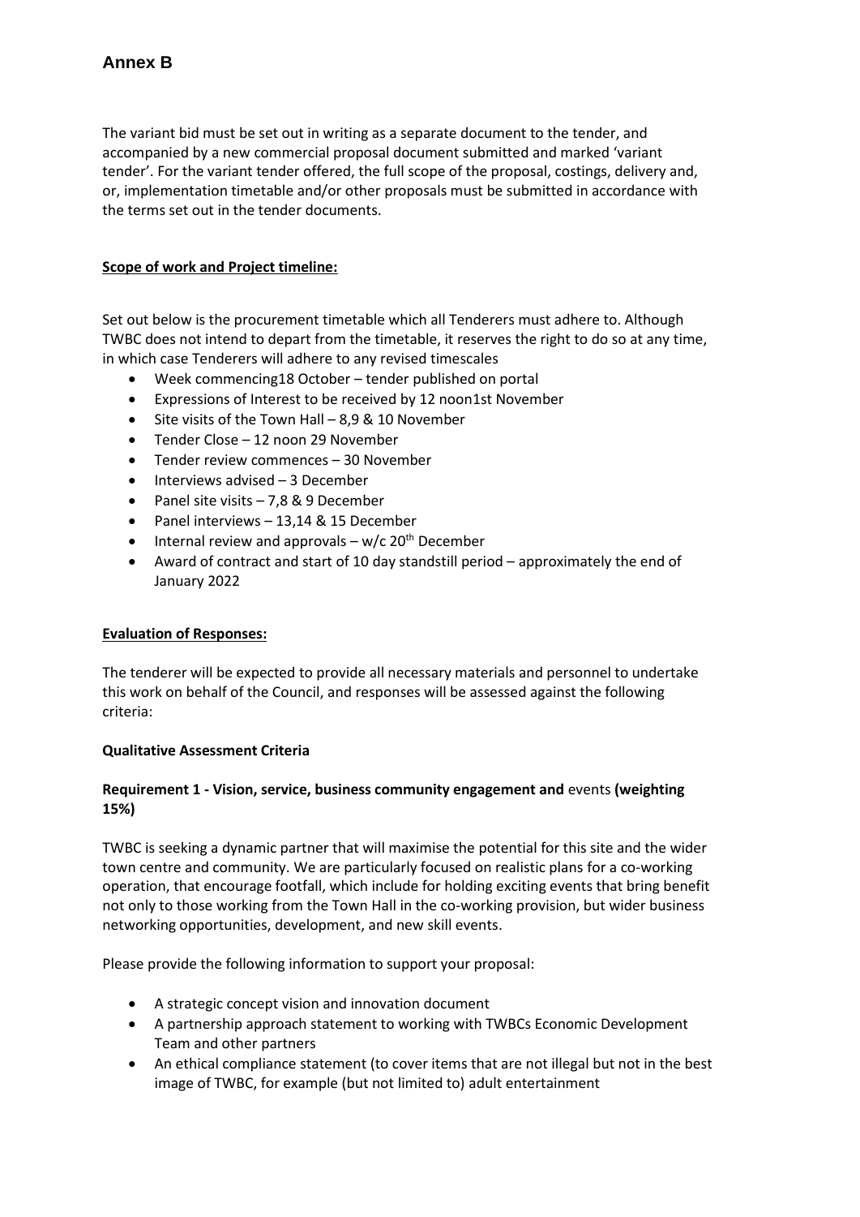# Annex B

The variant bid must be set out in writing as a separate document to the tender, and accompanied by a new commercial proposal document submitted and marked 'variant tender'. For the variant tender offered, the full scope of the proposal, costings, delivery and, or, implementation timetable and/or other proposals must be submitted in accordance with the terms set out in the tender documents.

**Scope of work and Project timeline:**

Set out below is the procurement timetable which all Tenderers must adhere to. Although TWBC does not intend to depart from the timetable, it reserves the right to do so at any time, in which case Tenderers will adhere to any revised timescales

- Week commencing18 October – tender published on portal
- Expressions of Interest to be received by 12 noon1st November
- Site visits of the Town Hall – 8,9 & 10 November
- Tender Close – 12 noon 29 November
- Tender review commences – 30 November
- Interviews advised – 3 December
- Panel site visits – 7,8 & 9 December
- Panel interviews – 13,14 & 15 December
- Internal review and approvals – w/c 20th December
- Award of contract and start of 10 day standstill period – approximately the end of January 2022

**Evaluation of Responses:**

The tenderer will be expected to provide all necessary materials and personnel to undertake this work on behalf of the Council, and responses will be assessed against the following criteria:

**Qualitative Assessment Criteria**

**Requirement 1 - Vision, service, business community engagement and** events **(weighting 15%)**

TWBC is seeking a dynamic partner that will maximise the potential for this site and the wider town centre and community. We are particularly focused on realistic plans for a co-working operation, that encourage footfall, which include for holding exciting events that bring benefit not only to those working from the Town Hall in the co-working provision, but wider business networking opportunities, development, and new skill events.

Please provide the following information to support your proposal:

- A strategic concept vision and innovation document
- A partnership approach statement to working with TWBCs Economic Development Team and other partners
- An ethical compliance statement (to cover items that are not illegal but not in the best image of TWBC, for example (but not limited to) adult entertainment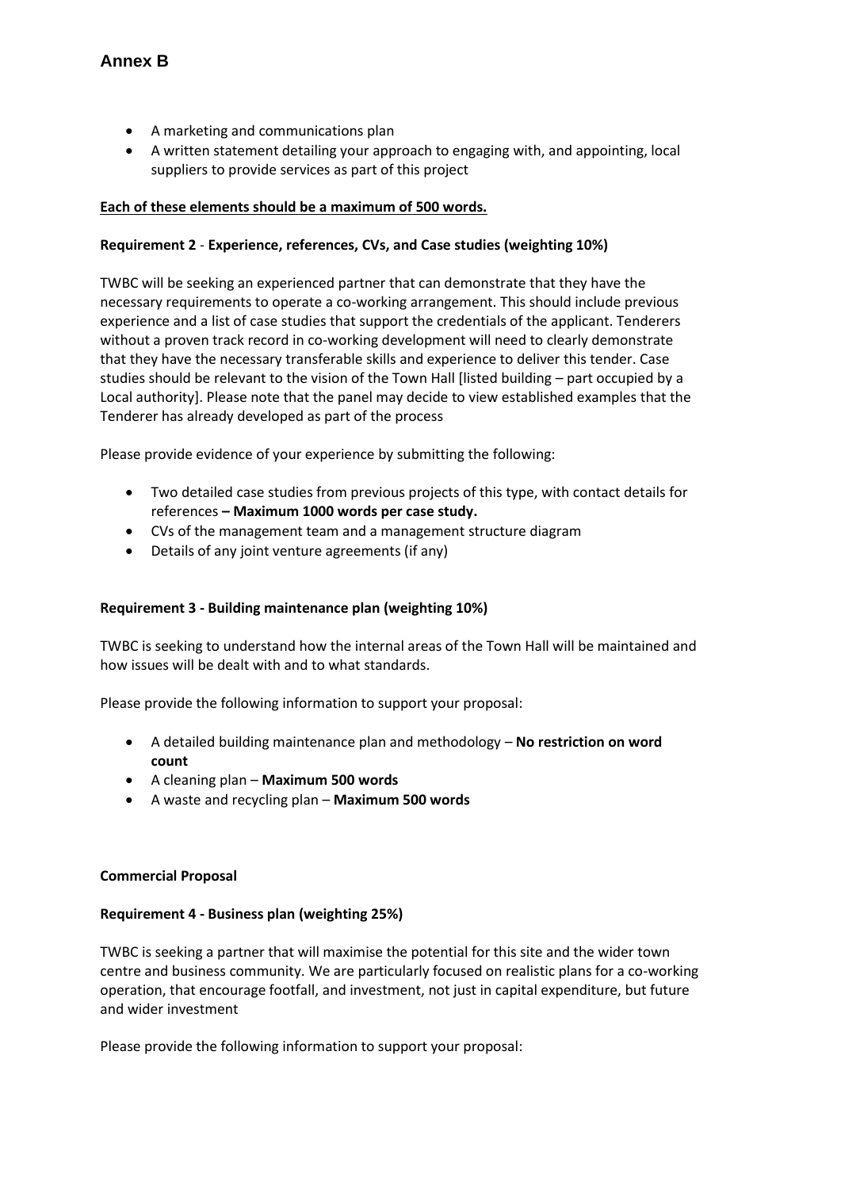- A marketing and communications plan
- A written statement detailing your approach to engaging with, and appointing, local suppliers to provide services as part of this project

**Each of these elements should be a maximum of 500 words.**

**Requirement 2 - Experience, references, CVs, and Case studies (weighting 10%)**

TWBC will be seeking an experienced partner that can demonstrate that they have the necessary requirements to operate a co-working arrangement. This should include previous experience and a list of case studies that support the credentials of the applicant. Tenderers without a proven track record in co-working development will need to clearly demonstrate that they have the necessary transferable skills and experience to deliver this tender. Case studies should be relevant to the vision of the Town Hall [listed building – part occupied by a Local authority]. Please note that the panel may decide to view established examples that the Tenderer has already developed as part of the process

Please provide evidence of your experience by submitting the following:

- Two detailed case studies from previous projects of this type, with contact details for references **– Maximum 1000 words per case study.**
- CVs of the management team and a management structure diagram
- Details of any joint venture agreements (if any)

**Requirement 3 - Building maintenance plan (weighting 10%)**

TWBC is seeking to understand how the internal areas of the Town Hall will be maintained and how issues will be dealt with and to what standards.

Please provide the following information to support your proposal:

- A detailed building maintenance plan and methodology – **No restriction on word count**
- A cleaning plan – **Maximum 500 words**
- A waste and recycling plan – **Maximum 500 words**

**Commercial Proposal**

**Requirement 4 - Business plan (weighting 25%)**

TWBC is seeking a partner that will maximise the potential for this site and the wider town centre and business community. We are particularly focused on realistic plans for a co-working operation, that encourage footfall, and investment, not just in capital expenditure, but future and wider investment

Please provide the following information to support your proposal: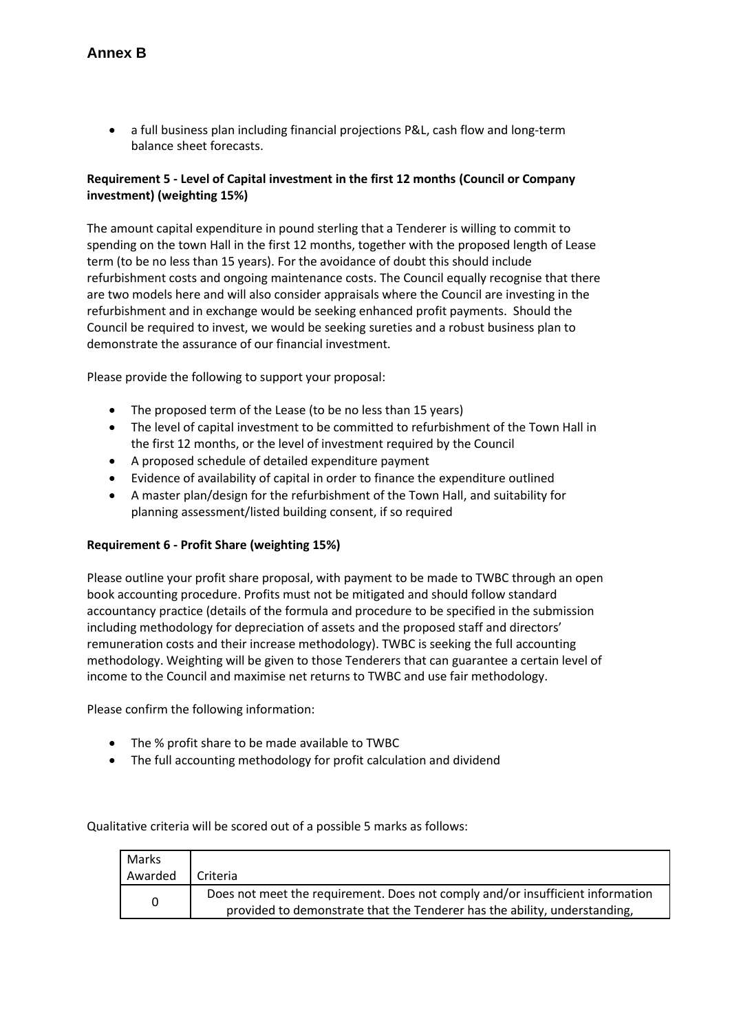- a full business plan including financial projections P&L, cash flow and long-term balance sheet forecasts.

**Requirement 5 - Level of Capital investment in the first 12 months (Council or Company investment) (weighting 15%)**

The amount capital expenditure in pound sterling that a Tenderer is willing to commit to spending on the town Hall in the first 12 months, together with the proposed length of Lease term (to be no less than 15 years). For the avoidance of doubt this should include refurbishment costs and ongoing maintenance costs. The Council equally recognise that there are two models here and will also consider appraisals where the Council are investing in the refurbishment and in exchange would be seeking enhanced profit payments. Should the Council be required to invest, we would be seeking sureties and a robust business plan to demonstrate the assurance of our financial investment.

Please provide the following to support your proposal:

- The proposed term of the Lease (to be no less than 15 years)
- The level of capital investment to be committed to refurbishment of the Town Hall in the first 12 months, or the level of investment required by the Council
- A proposed schedule of detailed expenditure payment
- Evidence of availability of capital in order to finance the expenditure outlined
- A master plan/design for the refurbishment of the Town Hall, and suitability for planning assessment/listed building consent, if so required

**Requirement 6 - Profit Share (weighting 15%)**

Please outline your profit share proposal, with payment to be made to TWBC through an open book accounting procedure. Profits must not be mitigated and should follow standard accountancy practice (details of the formula and procedure to be specified in the submission including methodology for depreciation of assets and the proposed staff and directors' remuneration costs and their increase methodology). TWBC is seeking the full accounting methodology. Weighting will be given to those Tenderers that can guarantee a certain level of income to the Council and maximise net returns to TWBC and use fair methodology.

Please confirm the following information:

- The % profit share to be made available to TWBC
- The full accounting methodology for profit calculation and dividend

Qualitative criteria will be scored out of a possible 5 marks as follows:

| Marks Awarded | Criteria |
| --- | --- |
| 0 | Does not meet the requirement. Does not comply and/or insufficient information provided to demonstrate that the Tenderer has the ability, understanding, |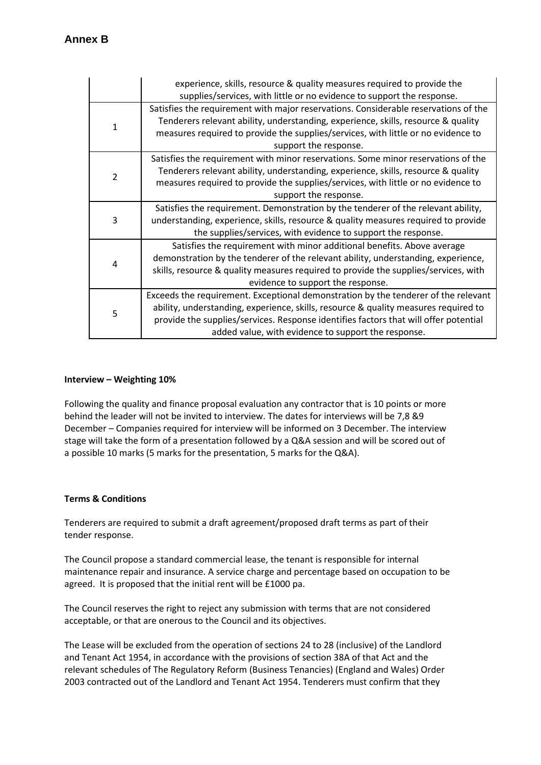## Annex B

| | |
|---|---|
| | experience, skills, resource & quality measures required to provide the supplies/services, with little or no evidence to support the response. |
| 1 | Satisfies the requirement with major reservations. Considerable reservations of the Tenderers relevant ability, understanding, experience, skills, resource & quality measures required to provide the supplies/services, with little or no evidence to support the response. |
| 2 | Satisfies the requirement with minor reservations. Some minor reservations of the Tenderers relevant ability, understanding, experience, skills, resource & quality measures required to provide the supplies/services, with little or no evidence to support the response. |
| 3 | Satisfies the requirement. Demonstration by the tenderer of the relevant ability, understanding, experience, skills, resource & quality measures required to provide the supplies/services, with evidence to support the response. |
| 4 | Satisfies the requirement with minor additional benefits. Above average demonstration by the tenderer of the relevant ability, understanding, experience, skills, resource & quality measures required to provide the supplies/services, with evidence to support the response. |
| 5 | Exceeds the requirement. Exceptional demonstration by the tenderer of the relevant ability, understanding, experience, skills, resource & quality measures required to provide the supplies/services. Response identifies factors that will offer potential added value, with evidence to support the response. |

**Interview – Weighting 10%**

Following the quality and finance proposal evaluation any contractor that is 10 points or more behind the leader will not be invited to interview. The dates for interviews will be 7,8 &9 December – Companies required for interview will be informed on 3 December. The interview stage will take the form of a presentation followed by a Q&A session and will be scored out of a possible 10 marks (5 marks for the presentation, 5 marks for the Q&A).

**Terms & Conditions**

Tenderers are required to submit a draft agreement/proposed draft terms as part of their tender response.

The Council propose a standard commercial lease, the tenant is responsible for internal maintenance repair and insurance. A service charge and percentage based on occupation to be agreed. It is proposed that the initial rent will be £1000 pa.

The Council reserves the right to reject any submission with terms that are not considered acceptable, or that are onerous to the Council and its objectives.

The Lease will be excluded from the operation of sections 24 to 28 (inclusive) of the Landlord and Tenant Act 1954, in accordance with the provisions of section 38A of that Act and the relevant schedules of The Regulatory Reform (Business Tenancies) (England and Wales) Order 2003 contracted out of the Landlord and Tenant Act 1954. Tenderers must confirm that they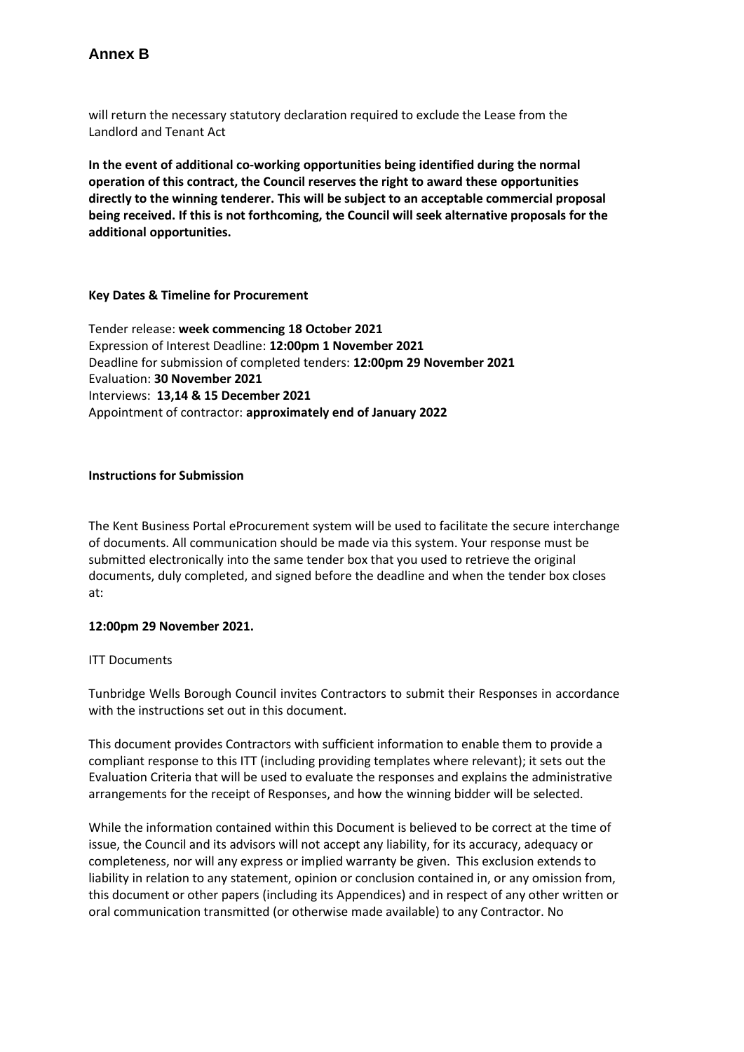will return the necessary statutory declaration required to exclude the Lease from the Landlord and Tenant Act

**In the event of additional co-working opportunities being identified during the normal operation of this contract, the Council reserves the right to award these opportunities directly to the winning tenderer. This will be subject to an acceptable commercial proposal being received. If this is not forthcoming, the Council will seek alternative proposals for the additional opportunities.**

**Key Dates & Timeline for Procurement**

Tender release: **week commencing 18 October 2021**
Expression of Interest Deadline: **12:00pm 1 November 2021**
Deadline for submission of completed tenders: **12:00pm 29 November 2021**
Evaluation: **30 November 2021**
Interviews: **13,14 & 15 December 2021**
Appointment of contractor: **approximately end of January 2022**

**Instructions for Submission**

The Kent Business Portal eProcurement system will be used to facilitate the secure interchange of documents. All communication should be made via this system. Your response must be submitted electronically into the same tender box that you used to retrieve the original documents, duly completed, and signed before the deadline and when the tender box closes at:

**12:00pm 29 November 2021.**

ITT Documents

Tunbridge Wells Borough Council invites Contractors to submit their Responses in accordance with the instructions set out in this document.

This document provides Contractors with sufficient information to enable them to provide a compliant response to this ITT (including providing templates where relevant); it sets out the Evaluation Criteria that will be used to evaluate the responses and explains the administrative arrangements for the receipt of Responses, and how the winning bidder will be selected.

While the information contained within this Document is believed to be correct at the time of issue, the Council and its advisors will not accept any liability, for its accuracy, adequacy or completeness, nor will any express or implied warranty be given. This exclusion extends to liability in relation to any statement, opinion or conclusion contained in, or any omission from, this document or other papers (including its Appendices) and in respect of any other written or oral communication transmitted (or otherwise made available) to any Contractor. No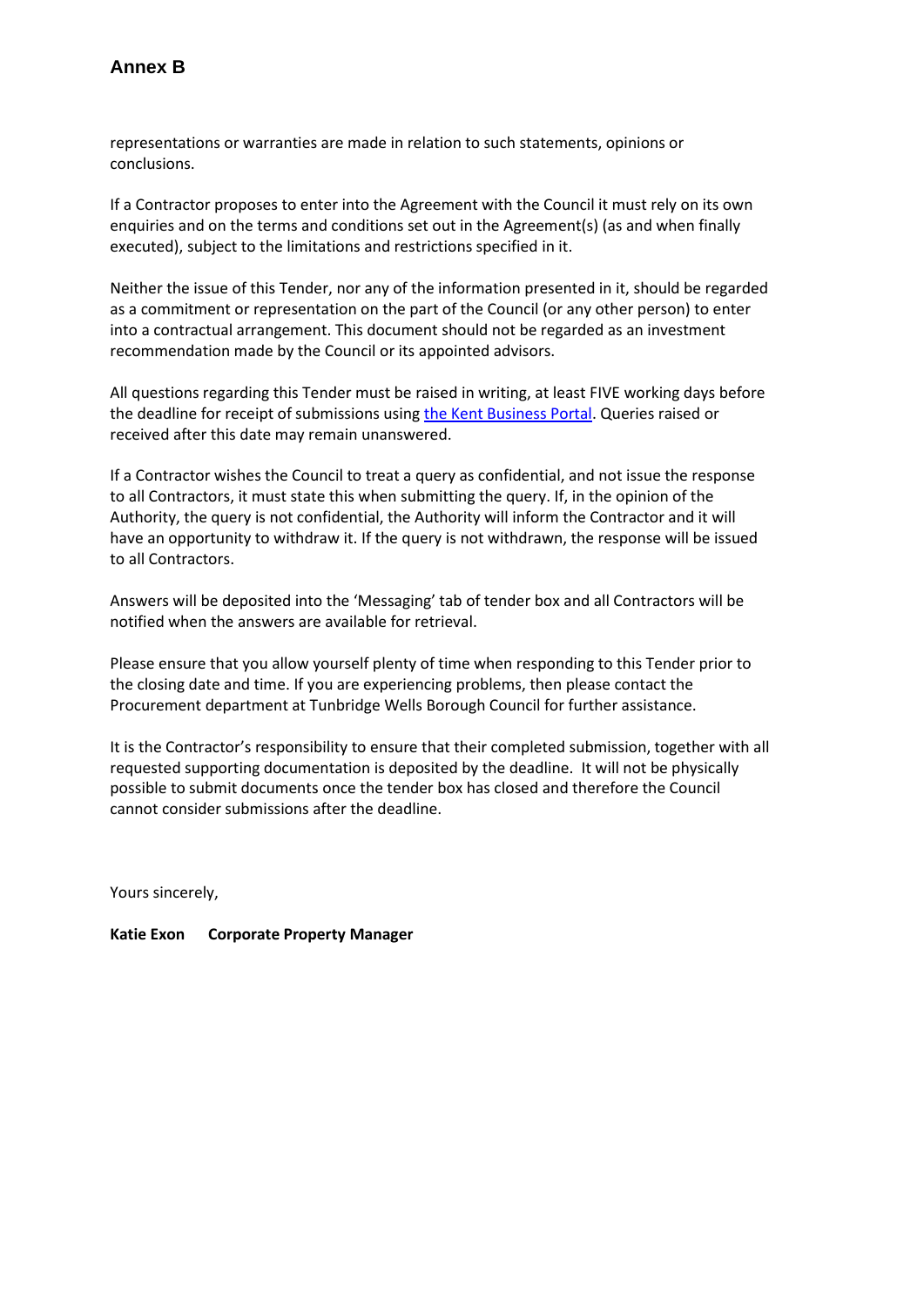representations or warranties are made in relation to such statements, opinions or conclusions.

If a Contractor proposes to enter into the Agreement with the Council it must rely on its own enquiries and on the terms and conditions set out in the Agreement(s) (as and when finally executed), subject to the limitations and restrictions specified in it.

Neither the issue of this Tender, nor any of the information presented in it, should be regarded as a commitment or representation on the part of the Council (or any other person) to enter into a contractual arrangement. This document should not be regarded as an investment recommendation made by the Council or its appointed advisors.

All questions regarding this Tender must be raised in writing, at least FIVE working days before the deadline for receipt of submissions using the Kent Business Portal. Queries raised or received after this date may remain unanswered.

If a Contractor wishes the Council to treat a query as confidential, and not issue the response to all Contractors, it must state this when submitting the query. If, in the opinion of the Authority, the query is not confidential, the Authority will inform the Contractor and it will have an opportunity to withdraw it. If the query is not withdrawn, the response will be issued to all Contractors.

Answers will be deposited into the 'Messaging' tab of tender box and all Contractors will be notified when the answers are available for retrieval.

Please ensure that you allow yourself plenty of time when responding to this Tender prior to the closing date and time. If you are experiencing problems, then please contact the Procurement department at Tunbridge Wells Borough Council for further assistance.

It is the Contractor's responsibility to ensure that their completed submission, together with all requested supporting documentation is deposited by the deadline. It will not be physically possible to submit documents once the tender box has closed and therefore the Council cannot consider submissions after the deadline.

Yours sincerely,

**Katie Exon Corporate Property Manager**